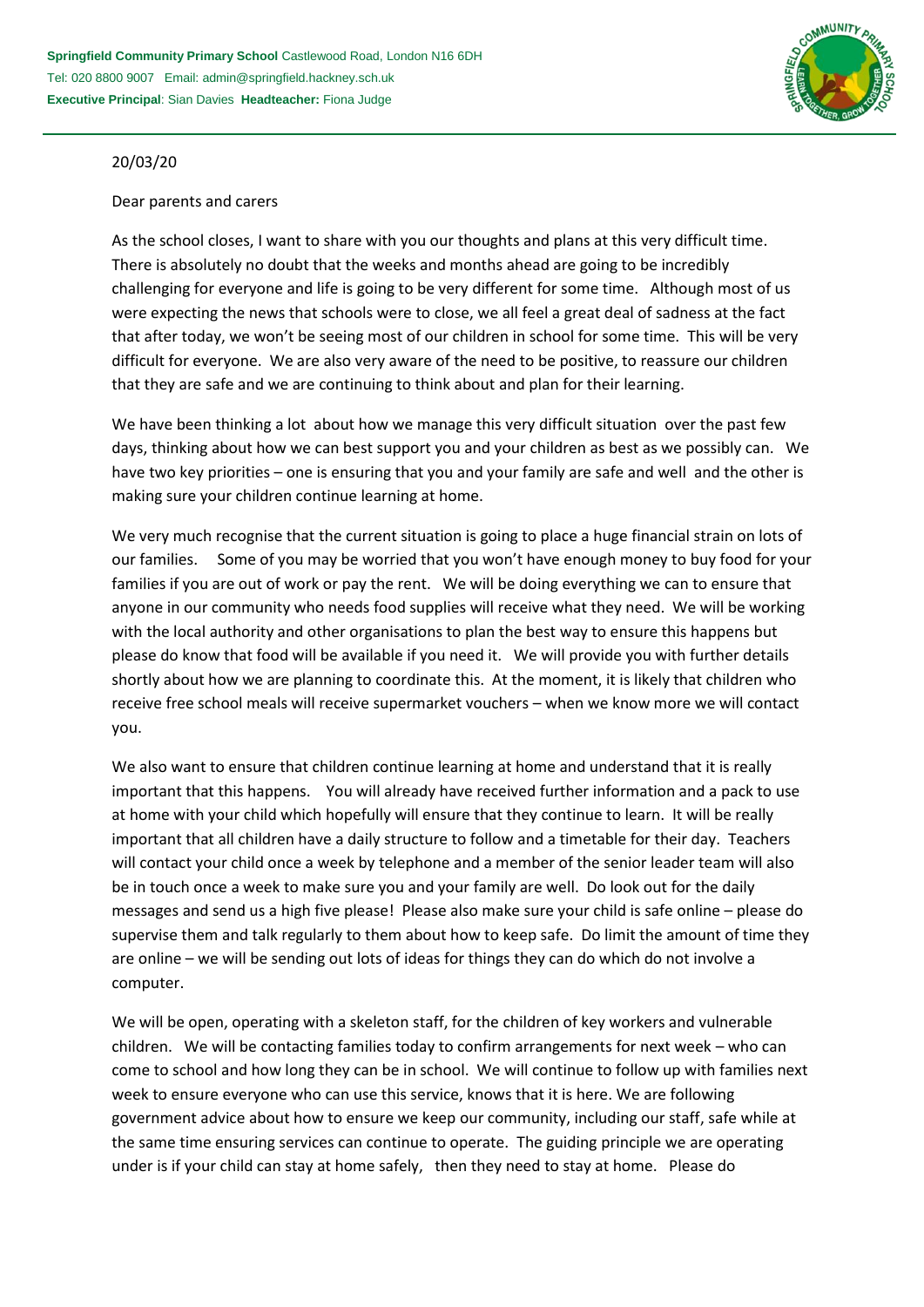**Springfield Community Primary School** Castlewood Road, London N16 6DH
Tel: 020 8800 9007 Email: admin@springfield.hackney.sch.uk
**Executive Principal**: Sian Davies **Headteacher:** Fiona Judge

20/03/20

Dear parents and carers

As the school closes, I want to share with you our thoughts and plans at this very difficult time. There is absolutely no doubt that the weeks and months ahead are going to be incredibly challenging for everyone and life is going to be very different for some time. Although most of us were expecting the news that schools were to close, we all feel a great deal of sadness at the fact that after today, we won't be seeing most of our children in school for some time. This will be very difficult for everyone. We are also very aware of the need to be positive, to reassure our children that they are safe and we are continuing to think about and plan for their learning.

We have been thinking a lot about how we manage this very difficult situation over the past few days, thinking about how we can best support you and your children as best as we possibly can. We have two key priorities – one is ensuring that you and your family are safe and well and the other is making sure your children continue learning at home.

We very much recognise that the current situation is going to place a huge financial strain on lots of our families. Some of you may be worried that you won't have enough money to buy food for your families if you are out of work or pay the rent. We will be doing everything we can to ensure that anyone in our community who needs food supplies will receive what they need. We will be working with the local authority and other organisations to plan the best way to ensure this happens but please do know that food will be available if you need it. We will provide you with further details shortly about how we are planning to coordinate this. At the moment, it is likely that children who receive free school meals will receive supermarket vouchers – when we know more we will contact you.

We also want to ensure that children continue learning at home and understand that it is really important that this happens. You will already have received further information and a pack to use at home with your child which hopefully will ensure that they continue to learn. It will be really important that all children have a daily structure to follow and a timetable for their day. Teachers will contact your child once a week by telephone and a member of the senior leader team will also be in touch once a week to make sure you and your family are well. Do look out for the daily messages and send us a high five please! Please also make sure your child is safe online – please do supervise them and talk regularly to them about how to keep safe. Do limit the amount of time they are online – we will be sending out lots of ideas for things they can do which do not involve a computer.

We will be open, operating with a skeleton staff, for the children of key workers and vulnerable children. We will be contacting families today to confirm arrangements for next week – who can come to school and how long they can be in school. We will continue to follow up with families next week to ensure everyone who can use this service, knows that it is here. We are following government advice about how to ensure we keep our community, including our staff, safe while at the same time ensuring services can continue to operate. The guiding principle we are operating under is if your child can stay at home safely, then they need to stay at home. Please do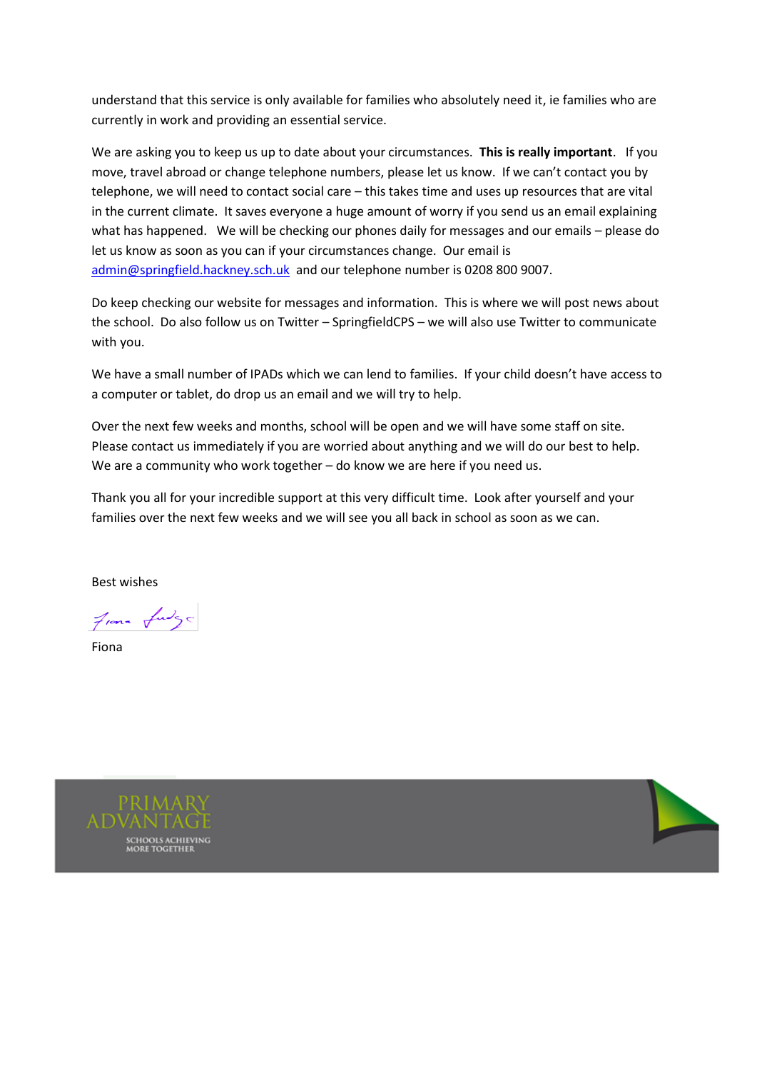understand that this service is only available for families who absolutely need it, ie families who are currently in work and providing an essential service.

We are asking you to keep us up to date about your circumstances. **This is really important**. If you move, travel abroad or change telephone numbers, please let us know. If we can't contact you by telephone, we will need to contact social care – this takes time and uses up resources that are vital in the current climate. It saves everyone a huge amount of worry if you send us an email explaining what has happened. We will be checking our phones daily for messages and our emails – please do let us know as soon as you can if your circumstances change. Our email is admin@springfield.hackney.sch.uk and our telephone number is 0208 800 9007.

Do keep checking our website for messages and information. This is where we will post news about the school. Do also follow us on Twitter – SpringfieldCPS – we will also use Twitter to communicate with you.

We have a small number of IPADs which we can lend to families. If your child doesn't have access to a computer or tablet, do drop us an email and we will try to help.

Over the next few weeks and months, school will be open and we will have some staff on site. Please contact us immediately if you are worried about anything and we will do our best to help. We are a community who work together – do know we are here if you need us.

Thank you all for your incredible support at this very difficult time. Look after yourself and your families over the next few weeks and we will see you all back in school as soon as we can.

Best wishes

Fiona

PRIMARY ADVANTAGE
SCHOOLS ACHIEVING MORE TOGETHER